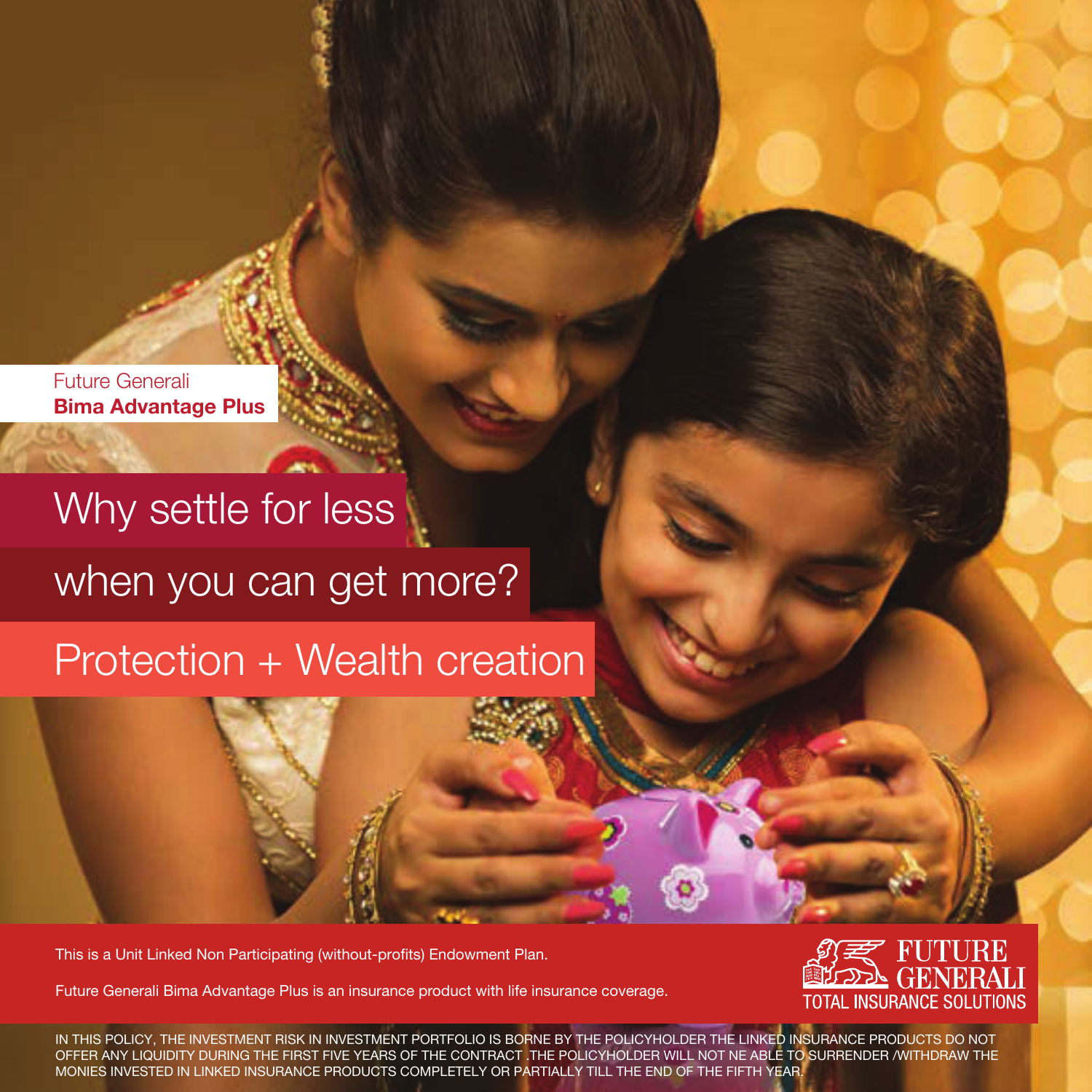Future Generali
**Bima Advantage Plus**

# Why settle for less when you can get more?

## Protection + Wealth creation

This is a Unit Linked Non Participating (without-profits) Endowment Plan.

Future Generali Bima Advantage Plus is an insurance product with life insurance coverage.

FUTURE GENERALI
TOTAL INSURANCE SOLUTIONS

IN THIS POLICY, THE INVESTMENT RISK IN INVESTMENT PORTFOLIO IS BORNE BY THE POLICYHOLDER THE LINKED INSURANCE PRODUCTS DO NOT OFFER ANY LIQUIDITY DURING THE FIRST FIVE YEARS OF THE CONTRACT .THE POLICYHOLDER WILL NOT NE ABLE TO SURRENDER /WITHDRAW THE MONIES INVESTED IN LINKED INSURANCE PRODUCTS COMPLETELY OR PARTIALLY TILL THE END OF THE FIFTH YEAR.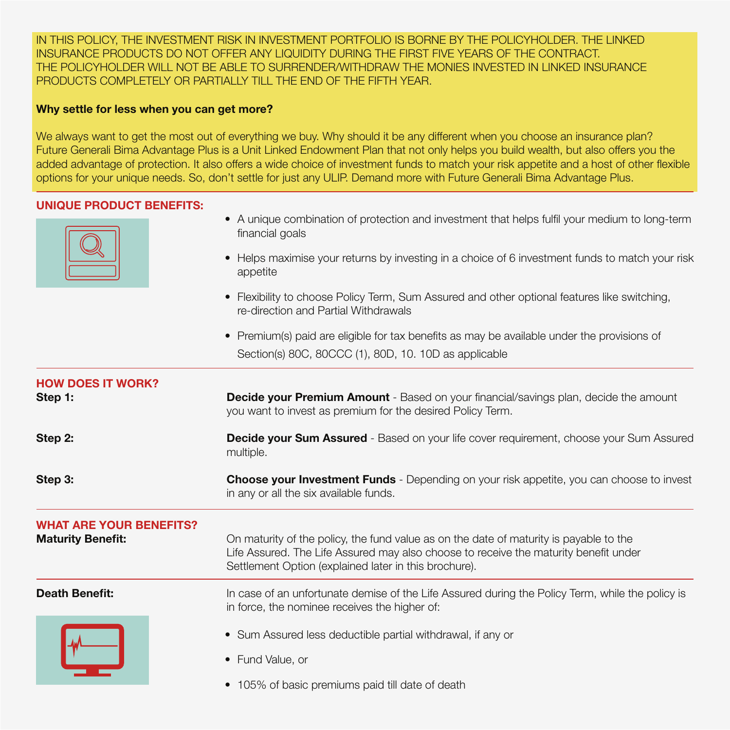IN THIS POLICY, THE INVESTMENT RISK IN INVESTMENT PORTFOLIO IS BORNE BY THE POLICYHOLDER. THE LINKED INSURANCE PRODUCTS DO NOT OFFER ANY LIQUIDITY DURING THE FIRST FIVE YEARS OF THE CONTRACT. THE POLICYHOLDER WILL NOT BE ABLE TO SURRENDER/WITHDRAW THE MONIES INVESTED IN LINKED INSURANCE PRODUCTS COMPLETELY OR PARTIALLY TILL THE END OF THE FIFTH YEAR.

**Why settle for less when you can get more?**

We always want to get the most out of everything we buy. Why should it be any different when you choose an insurance plan? Future Generali Bima Advantage Plus is a Unit Linked Endowment Plan that not only helps you build wealth, but also offers you the added advantage of protection. It also offers a wide choice of investment funds to match your risk appetite and a host of other flexible options for your unique needs. So, don't settle for just any ULIP. Demand more with Future Generali Bima Advantage Plus.

## UNIQUE PRODUCT BENEFITS:

- A unique combination of protection and investment that helps fulfil your medium to long-term financial goals
- Helps maximise your returns by investing in a choice of 6 investment funds to match your risk appetite
- Flexibility to choose Policy Term, Sum Assured and other optional features like switching, re-direction and Partial Withdrawals
- Premium(s) paid are eligible for tax benefits as may be available under the provisions of Section(s) 80C, 80CCC (1), 80D, 10. 10D as applicable

## HOW DOES IT WORK?

**Step 1:** **Decide your Premium Amount** - Based on your financial/savings plan, decide the amount you want to invest as premium for the desired Policy Term.

**Step 2:** **Decide your Sum Assured** - Based on your life cover requirement, choose your Sum Assured multiple.

**Step 3:** **Choose your Investment Funds** - Depending on your risk appetite, you can choose to invest in any or all the six available funds.

## WHAT ARE YOUR BENEFITS?

**Maturity Benefit:** On maturity of the policy, the fund value as on the date of maturity is payable to the Life Assured. The Life Assured may also choose to receive the maturity benefit under Settlement Option (explained later in this brochure).

**Death Benefit:** In case of an unfortunate demise of the Life Assured during the Policy Term, while the policy is in force, the nominee receives the higher of:

- Sum Assured less deductible partial withdrawal, if any or
- Fund Value, or
- 105% of basic premiums paid till date of death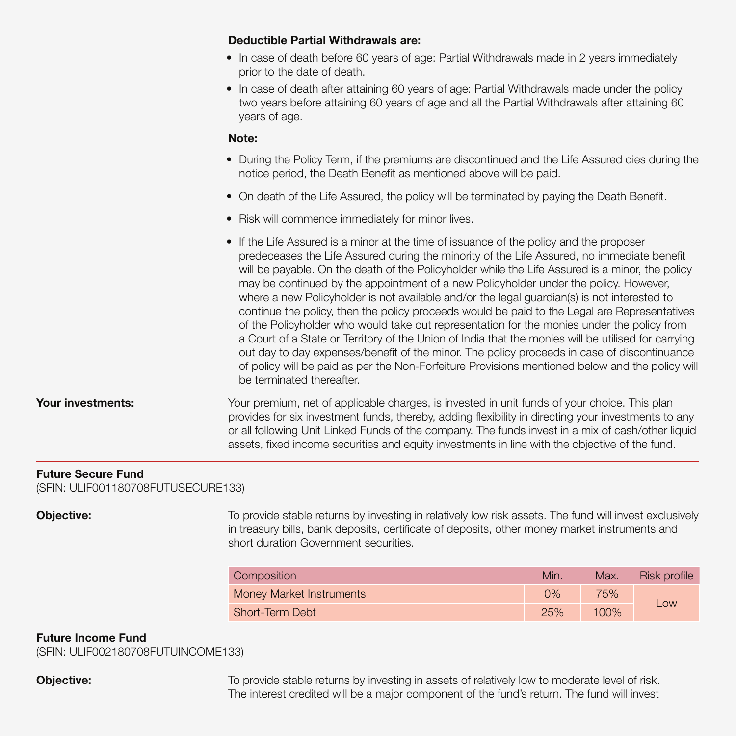**Deductible Partial Withdrawals are:**

- In case of death before 60 years of age: Partial Withdrawals made in 2 years immediately prior to the date of death.
- In case of death after attaining 60 years of age: Partial Withdrawals made under the policy two years before attaining 60 years of age and all the Partial Withdrawals after attaining 60 years of age.

**Note:**

- During the Policy Term, if the premiums are discontinued and the Life Assured dies during the notice period, the Death Benefit as mentioned above will be paid.
- On death of the Life Assured, the policy will be terminated by paying the Death Benefit.
- Risk will commence immediately for minor lives.
- If the Life Assured is a minor at the time of issuance of the policy and the proposer predeceases the Life Assured during the minority of the Life Assured, no immediate benefit will be payable. On the death of the Policyholder while the Life Assured is a minor, the policy may be continued by the appointment of a new Policyholder under the policy. However, where a new Policyholder is not available and/or the legal guardian(s) is not interested to continue the policy, then the policy proceeds would be paid to the Legal are Representatives of the Policyholder who would take out representation for the monies under the policy from a Court of a State or Territory of the Union of India that the monies will be utilised for carrying out day to day expenses/benefit of the minor. The policy proceeds in case of discontinuance of policy will be paid as per the Non-Forfeiture Provisions mentioned below and the policy will be terminated thereafter.

**Your investments:** Your premium, net of applicable charges, is invested in unit funds of your choice. This plan provides for six investment funds, thereby, adding flexibility in directing your investments to any or all following Unit Linked Funds of the company. The funds invest in a mix of cash/other liquid assets, fixed income securities and equity investments in line with the objective of the fund.

**Future Secure Fund**
(SFIN: ULIF001180708FUTUSECURE133)

**Objective:** To provide stable returns by investing in relatively low risk assets. The fund will invest exclusively in treasury bills, bank deposits, certificate of deposits, other money market instruments and short duration Government securities.

| Composition | Min. | Max. | Risk profile |
|---|---|---|---|
| Money Market Instruments | 0% | 75% | Low |
| Short-Term Debt | 25% | 100% | |

**Future Income Fund**
(SFIN: ULIF002180708FUTUINCOME133)

**Objective:** To provide stable returns by investing in assets of relatively low to moderate level of risk. The interest credited will be a major component of the fund's return. The fund will invest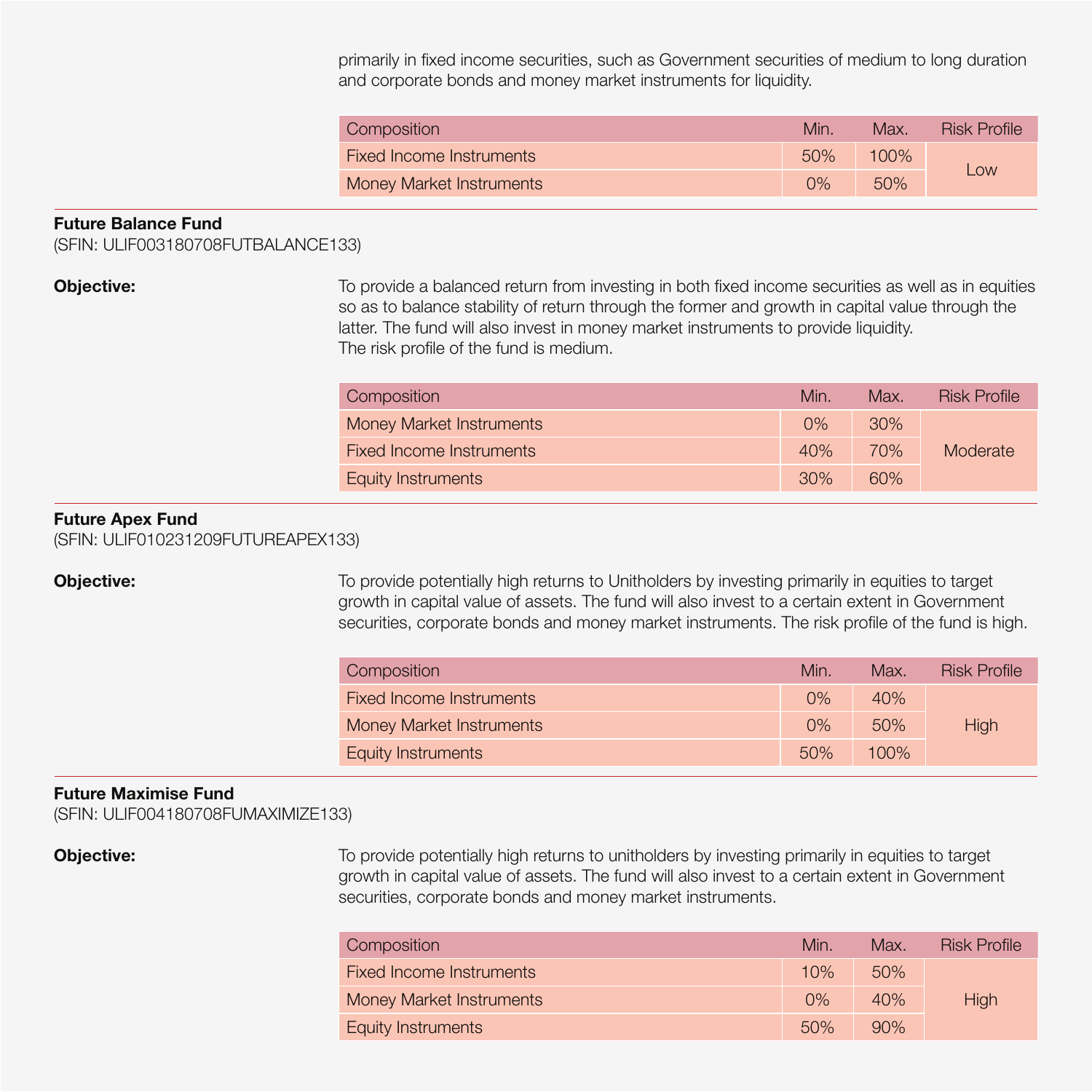primarily in fixed income securities, such as Government securities of medium to long duration and corporate bonds and money market instruments for liquidity.

| Composition | Min. | Max. | Risk Profile |
|---|---|---|---|
| Fixed Income Instruments | 50% | 100% | Low |
| Money Market Instruments | 0% | 50% | |

**Future Balance Fund**
(SFIN: ULIF003180708FUTBALANCE133)

**Objective:**

To provide a balanced return from investing in both fixed income securities as well as in equities so as to balance stability of return through the former and growth in capital value through the latter. The fund will also invest in money market instruments to provide liquidity.
The risk profile of the fund is medium.

| Composition | Min. | Max. | Risk Profile |
|---|---|---|---|
| Money Market Instruments | 0% | 30% | Moderate |
| Fixed Income Instruments | 40% | 70% | |
| Equity Instruments | 30% | 60% | |

**Future Apex Fund**
(SFIN: ULIF010231209FUTUREAPEX133)

**Objective:**

To provide potentially high returns to Unitholders by investing primarily in equities to target growth in capital value of assets. The fund will also invest to a certain extent in Government securities, corporate bonds and money market instruments. The risk profile of the fund is high.

| Composition | Min. | Max. | Risk Profile |
|---|---|---|---|
| Fixed Income Instruments | 0% | 40% | High |
| Money Market Instruments | 0% | 50% | |
| Equity Instruments | 50% | 100% | |

**Future Maximise Fund**
(SFIN: ULIF004180708FUMAXIMIZE133)

**Objective:**

To provide potentially high returns to unitholders by investing primarily in equities to target growth in capital value of assets. The fund will also invest to a certain extent in Government securities, corporate bonds and money market instruments.

| Composition | Min. | Max. | Risk Profile |
|---|---|---|---|
| Fixed Income Instruments | 10% | 50% | High |
| Money Market Instruments | 0% | 40% | |
| Equity Instruments | 50% | 90% | |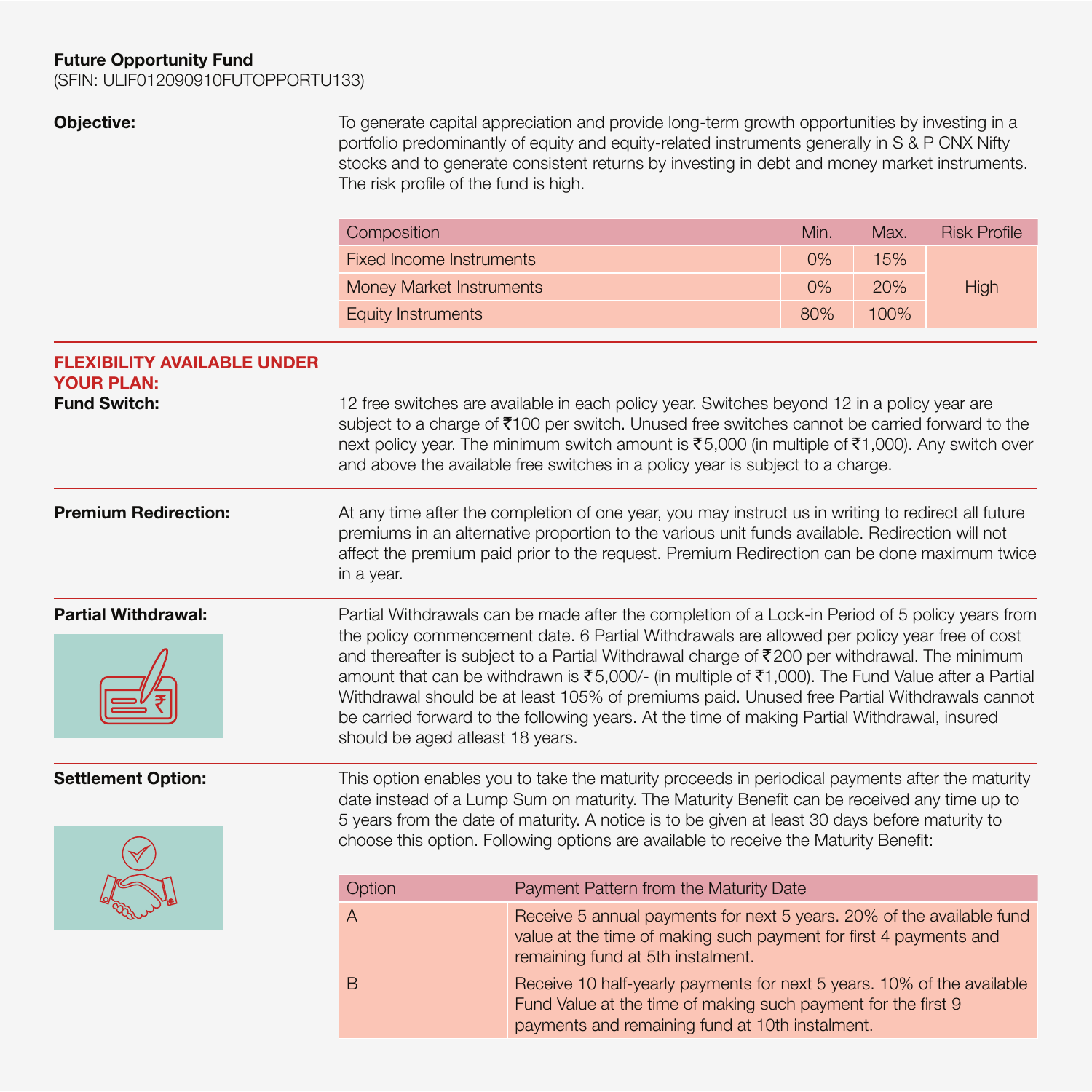**Future Opportunity Fund**
(SFIN: ULIF012090910FUTOPPORTU133)

**Objective:**

To generate capital appreciation and provide long-term growth opportunities by investing in a portfolio predominantly of equity and equity-related instruments generally in S & P CNX Nifty stocks and to generate consistent returns by investing in debt and money market instruments. The risk profile of the fund is high.

| Composition | Min. | Max. | Risk Profile |
|---|---|---|---|
| Fixed Income Instruments | 0% | 15% | High |
| Money Market Instruments | 0% | 20% | |
| Equity Instruments | 80% | 100% | |

## FLEXIBILITY AVAILABLE UNDER YOUR PLAN:

**Fund Switch:**

12 free switches are available in each policy year. Switches beyond 12 in a policy year are subject to a charge of ₹100 per switch. Unused free switches cannot be carried forward to the next policy year. The minimum switch amount is ₹5,000 (in multiple of ₹1,000). Any switch over and above the available free switches in a policy year is subject to a charge.

**Premium Redirection:**

At any time after the completion of one year, you may instruct us in writing to redirect all future premiums in an alternative proportion to the various unit funds available. Redirection will not affect the premium paid prior to the request. Premium Redirection can be done maximum twice in a year.

**Partial Withdrawal:**

Partial Withdrawals can be made after the completion of a Lock-in Period of 5 policy years from the policy commencement date. 6 Partial Withdrawals are allowed per policy year free of cost and thereafter is subject to a Partial Withdrawal charge of ₹200 per withdrawal. The minimum amount that can be withdrawn is ₹5,000/- (in multiple of ₹1,000). The Fund Value after a Partial Withdrawal should be at least 105% of premiums paid. Unused free Partial Withdrawals cannot be carried forward to the following years. At the time of making Partial Withdrawal, insured should be aged atleast 18 years.

**Settlement Option:**

This option enables you to take the maturity proceeds in periodical payments after the maturity date instead of a Lump Sum on maturity. The Maturity Benefit can be received any time up to 5 years from the date of maturity. A notice is to be given at least 30 days before maturity to choose this option. Following options are available to receive the Maturity Benefit:

| Option | Payment Pattern from the Maturity Date |
|---|---|
| A | Receive 5 annual payments for next 5 years. 20% of the available fund value at the time of making such payment for first 4 payments and remaining fund at 5th instalment. |
| B | Receive 10 half-yearly payments for next 5 years. 10% of the available Fund Value at the time of making such payment for the first 9 payments and remaining fund at 10th instalment. |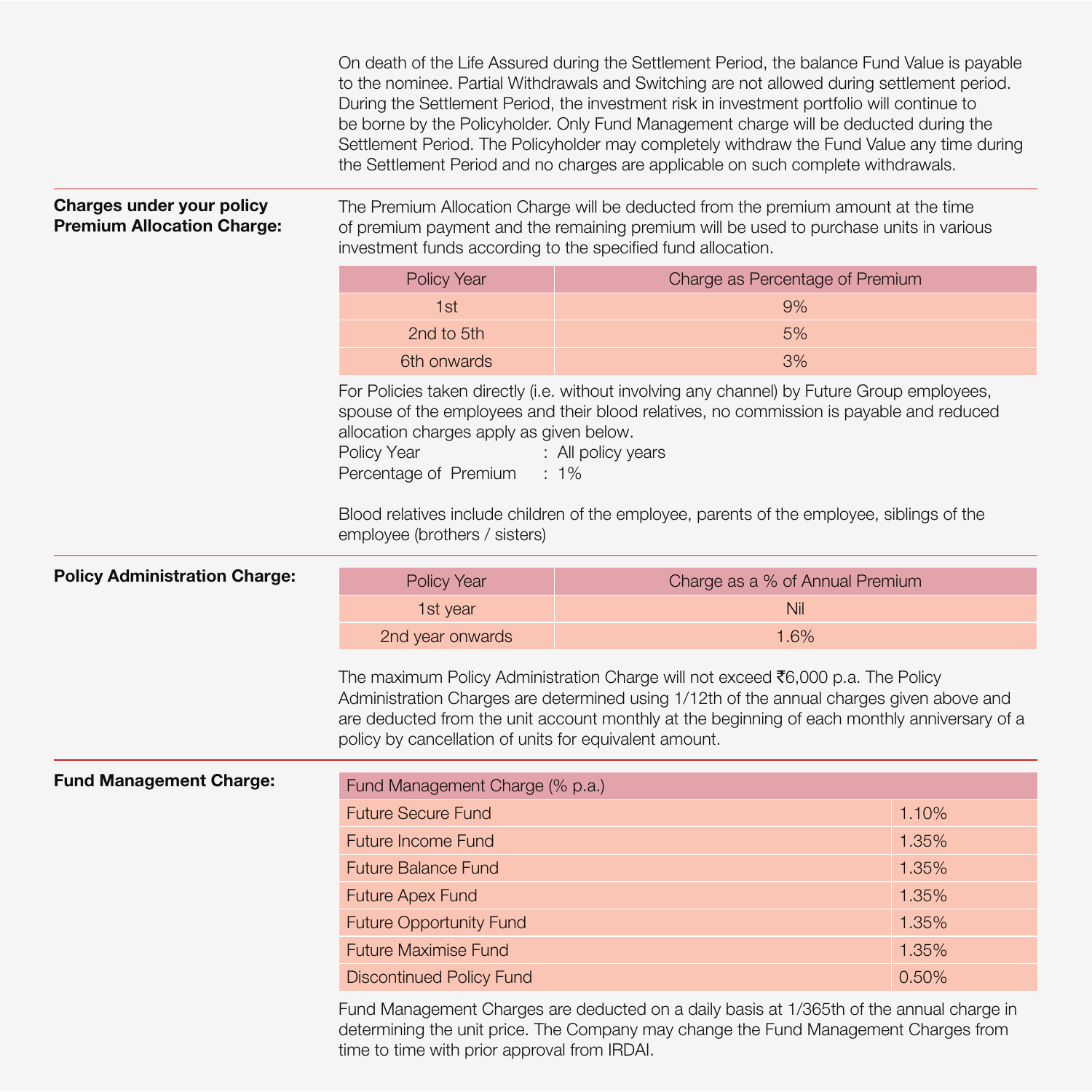On death of the Life Assured during the Settlement Period, the balance Fund Value is payable to the nominee. Partial Withdrawals and Switching are not allowed during settlement period. During the Settlement Period, the investment risk in investment portfolio will continue to be borne by the Policyholder. Only Fund Management charge will be deducted during the Settlement Period. The Policyholder may completely withdraw the Fund Value any time during the Settlement Period and no charges are applicable on such complete withdrawals.

**Charges under your policy**
**Premium Allocation Charge:**

The Premium Allocation Charge will be deducted from the premium amount at the time of premium payment and the remaining premium will be used to purchase units in various investment funds according to the specified fund allocation.

| Policy Year | Charge as Percentage of Premium |
| --- | --- |
| 1st | 9% |
| 2nd to 5th | 5% |
| 6th onwards | 3% |

For Policies taken directly (i.e. without involving any channel) by Future Group employees, spouse of the employees and their blood relatives, no commission is payable and reduced allocation charges apply as given below.

Policy Year : All policy years
Percentage of Premium : 1%

Blood relatives include children of the employee, parents of the employee, siblings of the employee (brothers / sisters)

**Policy Administration Charge:**

| Policy Year | Charge as a % of Annual Premium |
| --- | --- |
| 1st year | Nil |
| 2nd year onwards | 1.6% |

The maximum Policy Administration Charge will not exceed ₹6,000 p.a. The Policy Administration Charges are determined using 1/12th of the annual charges given above and are deducted from the unit account monthly at the beginning of each monthly anniversary of a policy by cancellation of units for equivalent amount.

**Fund Management Charge:**

| Fund Management Charge (% p.a.) | |
| --- | --- |
| Future Secure Fund | 1.10% |
| Future Income Fund | 1.35% |
| Future Balance Fund | 1.35% |
| Future Apex Fund | 1.35% |
| Future Opportunity Fund | 1.35% |
| Future Maximise Fund | 1.35% |
| Discontinued Policy Fund | 0.50% |

Fund Management Charges are deducted on a daily basis at 1/365th of the annual charge in determining the unit price. The Company may change the Fund Management Charges from time to time with prior approval from IRDAI.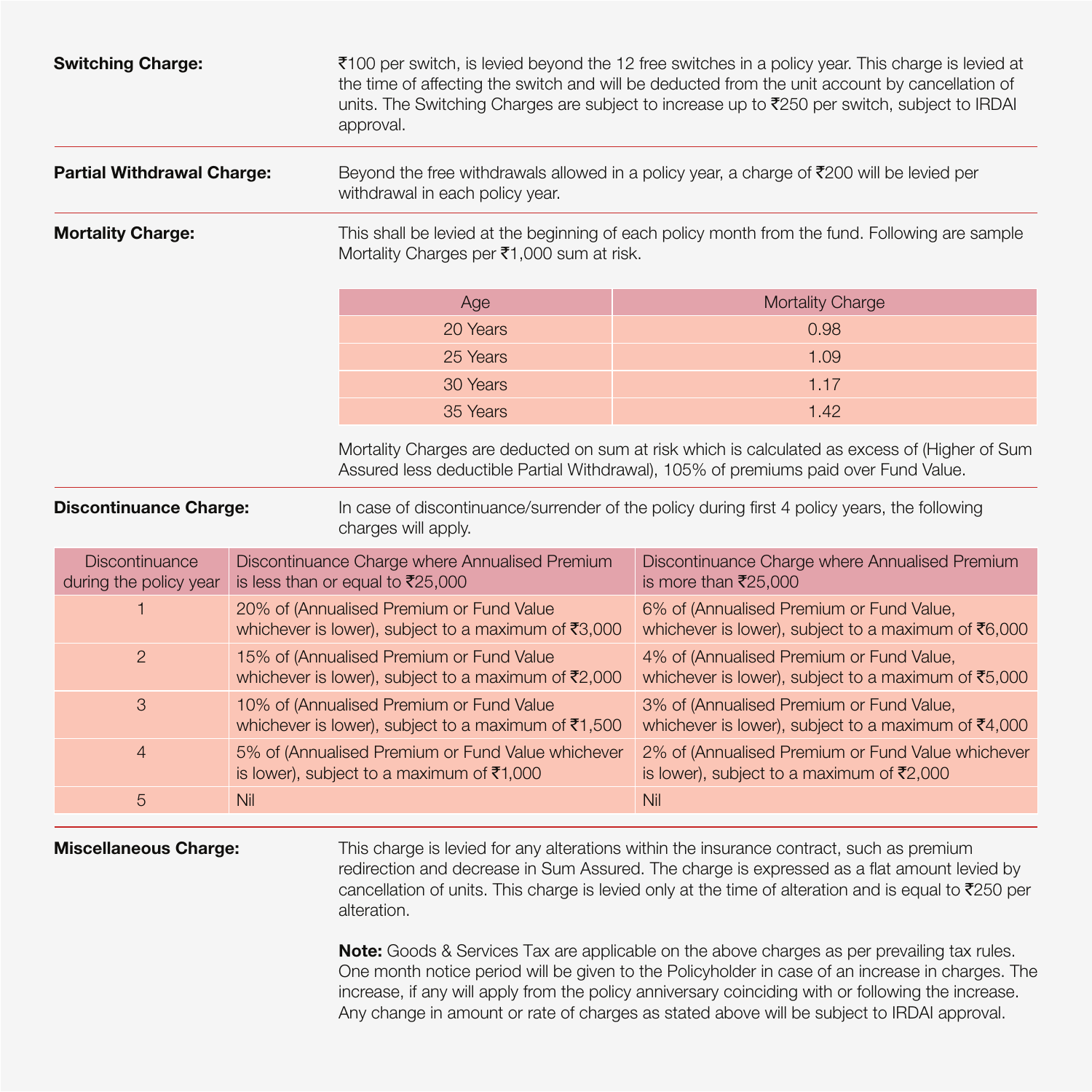**Switching Charge:**

₹100 per switch, is levied beyond the 12 free switches in a policy year. This charge is levied at the time of affecting the switch and will be deducted from the unit account by cancellation of units. The Switching Charges are subject to increase up to ₹250 per switch, subject to IRDAI approval.

**Partial Withdrawal Charge:**

Beyond the free withdrawals allowed in a policy year, a charge of ₹200 will be levied per withdrawal in each policy year.

**Mortality Charge:**

This shall be levied at the beginning of each policy month from the fund. Following are sample Mortality Charges per ₹1,000 sum at risk.

| Age | Mortality Charge |
|---|---|
| 20 Years | 0.98 |
| 25 Years | 1.09 |
| 30 Years | 1.17 |
| 35 Years | 1.42 |

Mortality Charges are deducted on sum at risk which is calculated as excess of (Higher of Sum Assured less deductible Partial Withdrawal), 105% of premiums paid over Fund Value.

**Discontinuance Charge:**

In case of discontinuance/surrender of the policy during first 4 policy years, the following charges will apply.

| Discontinuance during the policy year | Discontinuance Charge where Annualised Premium is less than or equal to ₹25,000 | Discontinuance Charge where Annualised Premium is more than ₹25,000 |
|---|---|---|
| 1 | 20% of (Annualised Premium or Fund Value whichever is lower), subject to a maximum of ₹3,000 | 6% of (Annualised Premium or Fund Value, whichever is lower), subject to a maximum of ₹6,000 |
| 2 | 15% of (Annualised Premium or Fund Value whichever is lower), subject to a maximum of ₹2,000 | 4% of (Annualised Premium or Fund Value, whichever is lower), subject to a maximum of ₹5,000 |
| 3 | 10% of (Annualised Premium or Fund Value whichever is lower), subject to a maximum of ₹1,500 | 3% of (Annualised Premium or Fund Value, whichever is lower), subject to a maximum of ₹4,000 |
| 4 | 5% of (Annualised Premium or Fund Value whichever is lower), subject to a maximum of ₹1,000 | 2% of (Annualised Premium or Fund Value whichever is lower), subject to a maximum of ₹2,000 |
| 5 | Nil | Nil |

**Miscellaneous Charge:**

This charge is levied for any alterations within the insurance contract, such as premium redirection and decrease in Sum Assured. The charge is expressed as a flat amount levied by cancellation of units. This charge is levied only at the time of alteration and is equal to ₹250 per alteration.

**Note:** Goods & Services Tax are applicable on the above charges as per prevailing tax rules. One month notice period will be given to the Policyholder in case of an increase in charges. The increase, if any will apply from the policy anniversary coinciding with or following the increase. Any change in amount or rate of charges as stated above will be subject to IRDAI approval.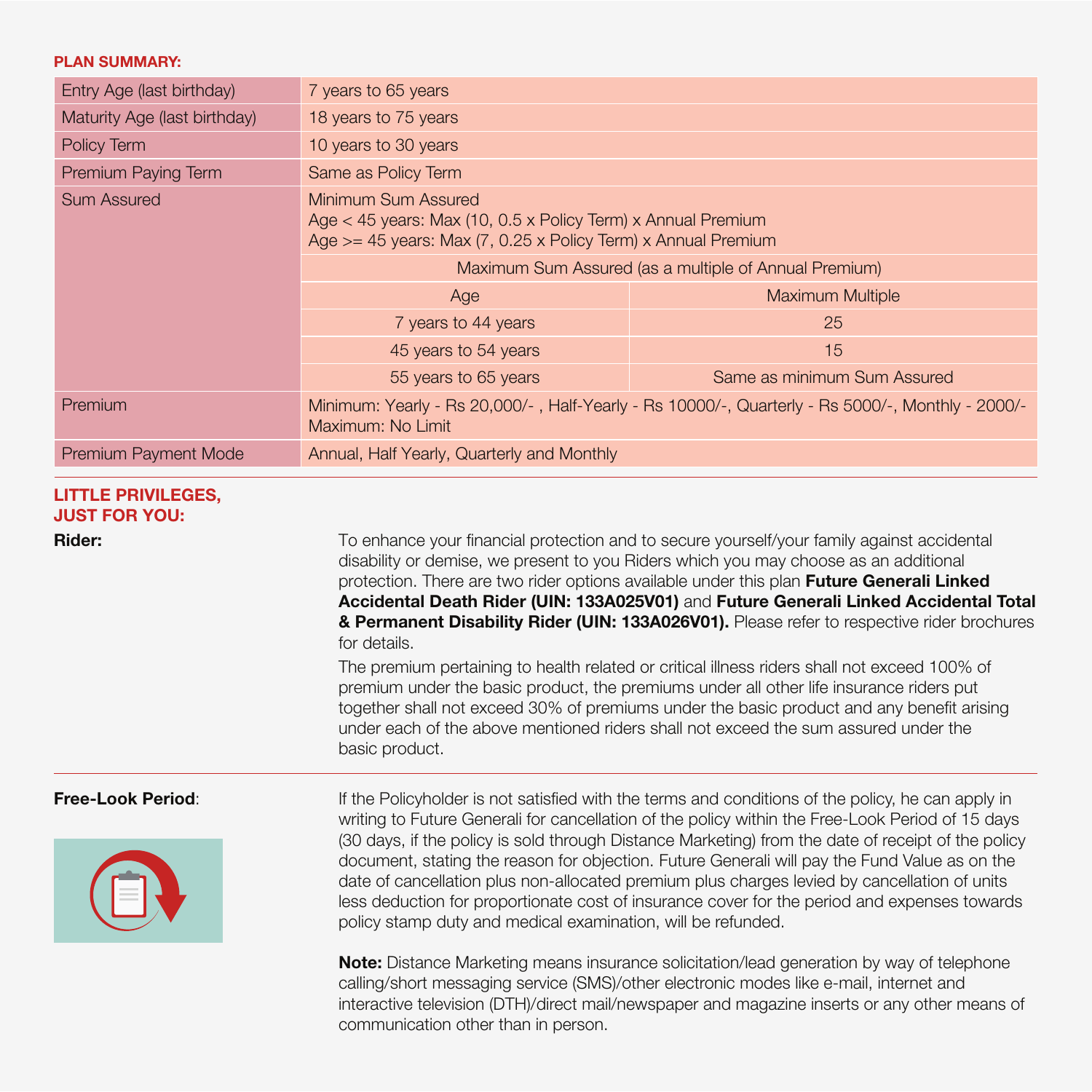## PLAN SUMMARY:

| | | |
|---|---|---|
| Entry Age (last birthday) | 7 years to 65 years | |
| Maturity Age (last birthday) | 18 years to 75 years | |
| Policy Term | 10 years to 30 years | |
| Premium Paying Term | Same as Policy Term | |
| Sum Assured | Minimum Sum Assured<br>Age < 45 years: Max (10, 0.5 x Policy Term) x Annual Premium<br>Age >= 45 years: Max (7, 0.25 x Policy Term) x Annual Premium | |
| | Maximum Sum Assured (as a multiple of Annual Premium) | |
| | Age | Maximum Multiple |
| | 7 years to 44 years | 25 |
| | 45 years to 54 years | 15 |
| | 55 years to 65 years | Same as minimum Sum Assured |
| Premium | Minimum: Yearly - Rs 20,000/- , Half-Yearly - Rs 10000/-, Quarterly - Rs 5000/-, Monthly - 2000/-<br>Maximum: No Limit | |
| Premium Payment Mode | Annual, Half Yearly, Quarterly and Monthly | |

## LITTLE PRIVILEGES, JUST FOR YOU:

**Rider:**

To enhance your financial protection and to secure yourself/your family against accidental disability or demise, we present to you Riders which you may choose as an additional protection. There are two rider options available under this plan **Future Generali Linked Accidental Death Rider (UIN: 133A025V01)** and **Future Generali Linked Accidental Total & Permanent Disability Rider (UIN: 133A026V01).** Please refer to respective rider brochures for details.

The premium pertaining to health related or critical illness riders shall not exceed 100% of premium under the basic product, the premiums under all other life insurance riders put together shall not exceed 30% of premiums under the basic product and any benefit arising under each of the above mentioned riders shall not exceed the sum assured under the basic product.

**Free-Look Period**:

If the Policyholder is not satisfied with the terms and conditions of the policy, he can apply in writing to Future Generali for cancellation of the policy within the Free-Look Period of 15 days (30 days, if the policy is sold through Distance Marketing) from the date of receipt of the policy document, stating the reason for objection. Future Generali will pay the Fund Value as on the date of cancellation plus non-allocated premium plus charges levied by cancellation of units less deduction for proportionate cost of insurance cover for the period and expenses towards policy stamp duty and medical examination, will be refunded.

**Note:** Distance Marketing means insurance solicitation/lead generation by way of telephone calling/short messaging service (SMS)/other electronic modes like e-mail, internet and interactive television (DTH)/direct mail/newspaper and magazine inserts or any other means of communication other than in person.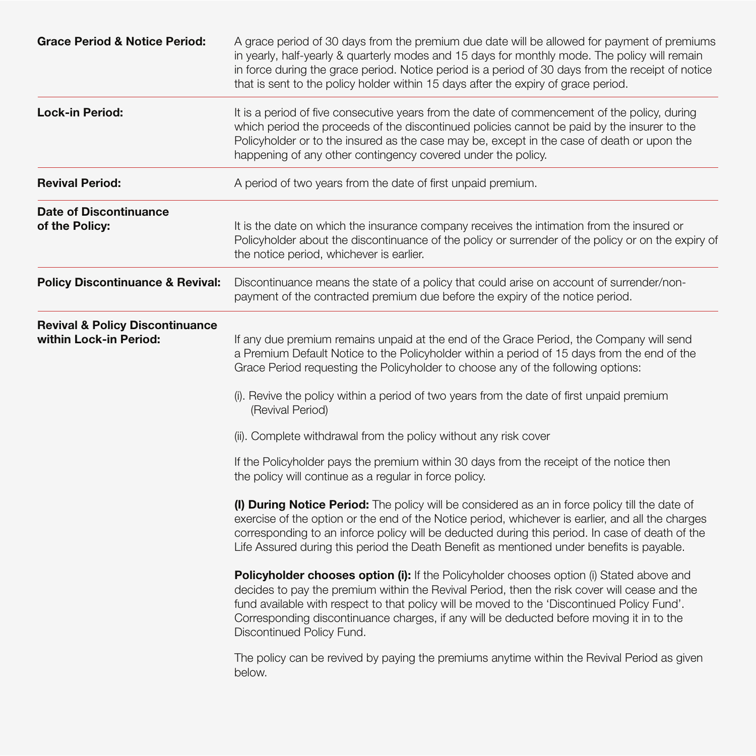| | |
|---|---|
| **Grace Period & Notice Period:** | A grace period of 30 days from the premium due date will be allowed for payment of premiums in yearly, half-yearly & quarterly modes and 15 days for monthly mode. The policy will remain in force during the grace period. Notice period is a period of 30 days from the receipt of notice that is sent to the policy holder within 15 days after the expiry of grace period. |
| **Lock-in Period:** | It is a period of five consecutive years from the date of commencement of the policy, during which period the proceeds of the discontinued policies cannot be paid by the insurer to the Policyholder or to the insured as the case may be, except in the case of death or upon the happening of any other contingency covered under the policy. |
| **Revival Period:** | A period of two years from the date of first unpaid premium. |
| **Date of Discontinuance of the Policy:** | It is the date on which the insurance company receives the intimation from the insured or Policyholder about the discontinuance of the policy or surrender of the policy or on the expiry of the notice period, whichever is earlier. |
| **Policy Discontinuance & Revival:** | Discontinuance means the state of a policy that could arise on account of surrender/non-payment of the contracted premium due before the expiry of the notice period. |

**Revival & Policy Discontinuance within Lock-in Period:**

If any due premium remains unpaid at the end of the Grace Period, the Company will send a Premium Default Notice to the Policyholder within a period of 15 days from the end of the Grace Period requesting the Policyholder to choose any of the following options:

(i). Revive the policy within a period of two years from the date of first unpaid premium (Revival Period)

(ii). Complete withdrawal from the policy without any risk cover

If the Policyholder pays the premium within 30 days from the receipt of the notice then the policy will continue as a regular in force policy.

**(I) During Notice Period:** The policy will be considered as an in force policy till the date of exercise of the option or the end of the Notice period, whichever is earlier, and all the charges corresponding to an inforce policy will be deducted during this period. In case of death of the Life Assured during this period the Death Benefit as mentioned under benefits is payable.

**Policyholder chooses option (i):** If the Policyholder chooses option (i) Stated above and decides to pay the premium within the Revival Period, then the risk cover will cease and the fund available with respect to that policy will be moved to the 'Discontinued Policy Fund'. Corresponding discontinuance charges, if any will be deducted before moving it in to the Discontinued Policy Fund.

The policy can be revived by paying the premiums anytime within the Revival Period as given below.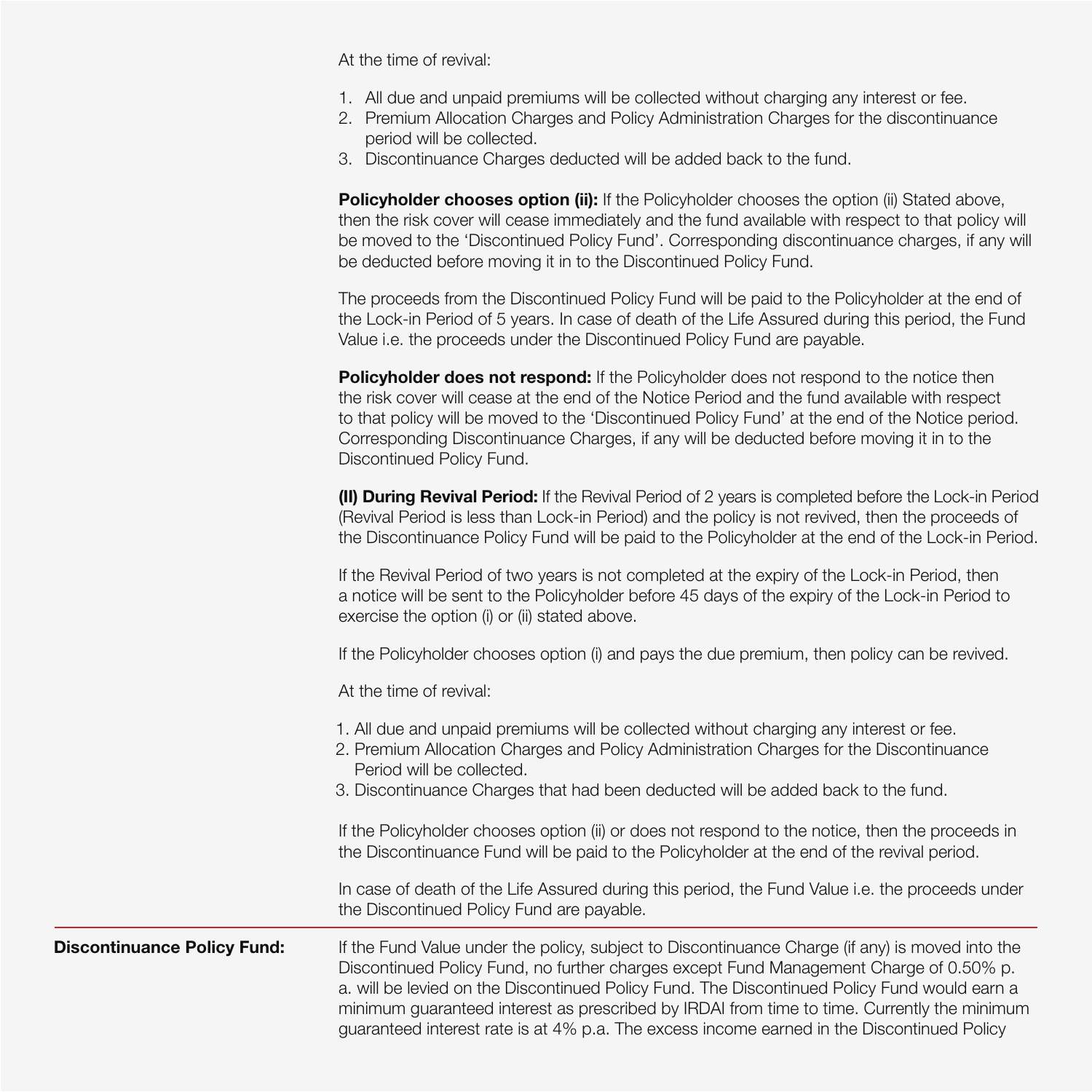At the time of revival:

1. All due and unpaid premiums will be collected without charging any interest or fee.
2. Premium Allocation Charges and Policy Administration Charges for the discontinuance period will be collected.
3. Discontinuance Charges deducted will be added back to the fund.

**Policyholder chooses option (ii):** If the Policyholder chooses the option (ii) Stated above, then the risk cover will cease immediately and the fund available with respect to that policy will be moved to the 'Discontinued Policy Fund'. Corresponding discontinuance charges, if any will be deducted before moving it in to the Discontinued Policy Fund.

The proceeds from the Discontinued Policy Fund will be paid to the Policyholder at the end of the Lock-in Period of 5 years. In case of death of the Life Assured during this period, the Fund Value i.e. the proceeds under the Discontinued Policy Fund are payable.

**Policyholder does not respond:** If the Policyholder does not respond to the notice then the risk cover will cease at the end of the Notice Period and the fund available with respect to that policy will be moved to the 'Discontinued Policy Fund' at the end of the Notice period. Corresponding Discontinuance Charges, if any will be deducted before moving it in to the Discontinued Policy Fund.

**(II) During Revival Period:** If the Revival Period of 2 years is completed before the Lock-in Period (Revival Period is less than Lock-in Period) and the policy is not revived, then the proceeds of the Discontinuance Policy Fund will be paid to the Policyholder at the end of the Lock-in Period.

If the Revival Period of two years is not completed at the expiry of the Lock-in Period, then a notice will be sent to the Policyholder before 45 days of the expiry of the Lock-in Period to exercise the option (i) or (ii) stated above.

If the Policyholder chooses option (i) and pays the due premium, then policy can be revived.

At the time of revival:

1. All due and unpaid premiums will be collected without charging any interest or fee.
2. Premium Allocation Charges and Policy Administration Charges for the Discontinuance Period will be collected.
3. Discontinuance Charges that had been deducted will be added back to the fund.

If the Policyholder chooses option (ii) or does not respond to the notice, then the proceeds in the Discontinuance Fund will be paid to the Policyholder at the end of the revival period.

In case of death of the Life Assured during this period, the Fund Value i.e. the proceeds under the Discontinued Policy Fund are payable.

---

**Discontinuance Policy Fund:**

If the Fund Value under the policy, subject to Discontinuance Charge (if any) is moved into the Discontinued Policy Fund, no further charges except Fund Management Charge of 0.50% p. a. will be levied on the Discontinued Policy Fund. The Discontinued Policy Fund would earn a minimum guaranteed interest as prescribed by IRDAI from time to time. Currently the minimum guaranteed interest rate is at 4% p.a. The excess income earned in the Discontinued Policy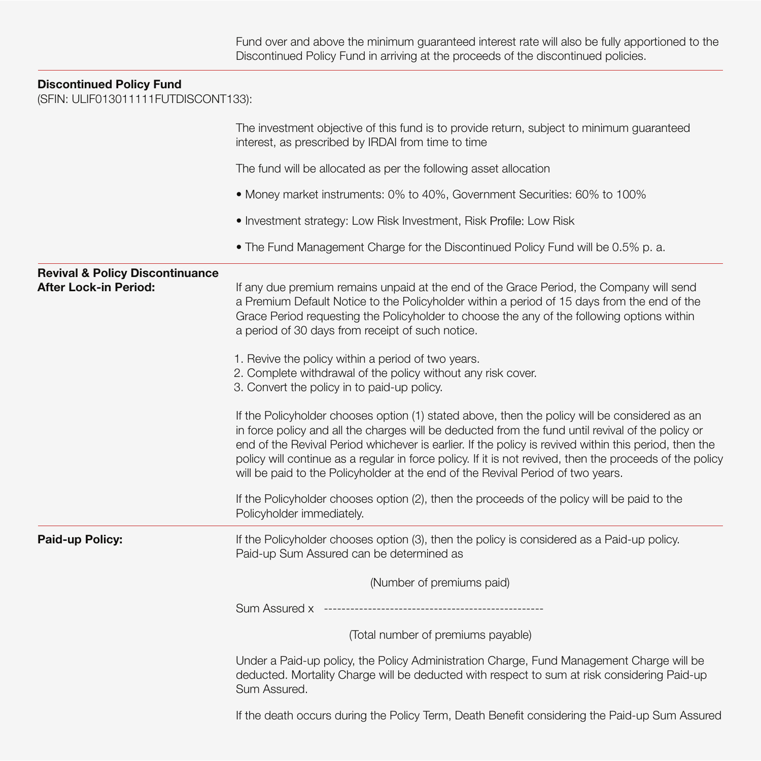Fund over and above the minimum guaranteed interest rate will also be fully apportioned to the Discontinued Policy Fund in arriving at the proceeds of the discontinued policies.

**Discontinued Policy Fund**
(SFIN: ULIF013011111FUTDISCONT133):

The investment objective of this fund is to provide return, subject to minimum guaranteed interest, as prescribed by IRDAI from time to time

The fund will be allocated as per the following asset allocation

- Money market instruments: 0% to 40%, Government Securities: 60% to 100%
- Investment strategy: Low Risk Investment, Risk Profile: Low Risk
- The Fund Management Charge for the Discontinued Policy Fund will be 0.5% p. a.

**Revival & Policy Discontinuance After Lock-in Period:**

If any due premium remains unpaid at the end of the Grace Period, the Company will send a Premium Default Notice to the Policyholder within a period of 15 days from the end of the Grace Period requesting the Policyholder to choose the any of the following options within a period of 30 days from receipt of such notice.

1. Revive the policy within a period of two years.
2. Complete withdrawal of the policy without any risk cover.
3. Convert the policy in to paid-up policy.

If the Policyholder chooses option (1) stated above, then the policy will be considered as an in force policy and all the charges will be deducted from the fund until revival of the policy or end of the Revival Period whichever is earlier. If the policy is revived within this period, then the policy will continue as a regular in force policy. If it is not revived, then the proceeds of the policy will be paid to the Policyholder at the end of the Revival Period of two years.

If the Policyholder chooses option (2), then the proceeds of the policy will be paid to the Policyholder immediately.

**Paid-up Policy:**

If the Policyholder chooses option (3), then the policy is considered as a Paid-up policy. Paid-up Sum Assured can be determined as

$$\text{Sum Assured} \times \frac{\text{(Number of premiums paid)}}{\text{(Total number of premiums payable)}}$$

Under a Paid-up policy, the Policy Administration Charge, Fund Management Charge will be deducted. Mortality Charge will be deducted with respect to sum at risk considering Paid-up Sum Assured.

If the death occurs during the Policy Term, Death Benefit considering the Paid-up Sum Assured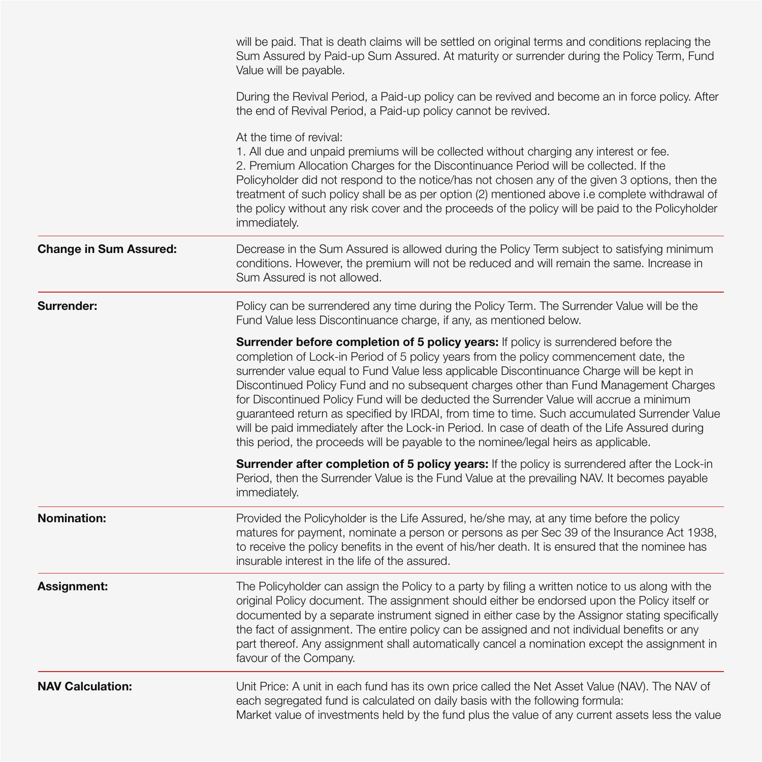| | |
|---|---|
| | will be paid. That is death claims will be settled on original terms and conditions replacing the Sum Assured by Paid-up Sum Assured. At maturity or surrender during the Policy Term, Fund Value will be payable.<br><br>During the Revival Period, a Paid-up policy can be revived and become an in force policy. After the end of Revival Period, a Paid-up policy cannot be revived.<br><br>At the time of revival:<br>1. All due and unpaid premiums will be collected without charging any interest or fee.<br>2. Premium Allocation Charges for the Discontinuance Period will be collected. If the Policyholder did not respond to the notice/has not chosen any of the given 3 options, then the treatment of such policy shall be as per option (2) mentioned above i.e complete withdrawal of the policy without any risk cover and the proceeds of the policy will be paid to the Policyholder immediately. |
| **Change in Sum Assured:** | Decrease in the Sum Assured is allowed during the Policy Term subject to satisfying minimum conditions. However, the premium will not be reduced and will remain the same. Increase in Sum Assured is not allowed. |
| **Surrender:** | Policy can be surrendered any time during the Policy Term. The Surrender Value will be the Fund Value less Discontinuance charge, if any, as mentioned below.<br><br>**Surrender before completion of 5 policy years:** If policy is surrendered before the completion of Lock-in Period of 5 policy years from the policy commencement date, the surrender value equal to Fund Value less applicable Discontinuance Charge will be kept in Discontinued Policy Fund and no subsequent charges other than Fund Management Charges for Discontinued Policy Fund will be deducted the Surrender Value will accrue a minimum guaranteed return as specified by IRDAI, from time to time. Such accumulated Surrender Value will be paid immediately after the Lock-in Period. In case of death of the Life Assured during this period, the proceeds will be payable to the nominee/legal heirs as applicable.<br><br>**Surrender after completion of 5 policy years:** If the policy is surrendered after the Lock-in Period, then the Surrender Value is the Fund Value at the prevailing NAV. It becomes payable immediately. |
| **Nomination:** | Provided the Policyholder is the Life Assured, he/she may, at any time before the policy matures for payment, nominate a person or persons as per Sec 39 of the Insurance Act 1938, to receive the policy benefits in the event of his/her death. It is ensured that the nominee has insurable interest in the life of the assured. |
| **Assignment:** | The Policyholder can assign the Policy to a party by filing a written notice to us along with the original Policy document. The assignment should either be endorsed upon the Policy itself or documented by a separate instrument signed in either case by the Assignor stating specifically the fact of assignment. The entire policy can be assigned and not individual benefits or any part thereof. Any assignment shall automatically cancel a nomination except the assignment in favour of the Company. |
| **NAV Calculation:** | Unit Price: A unit in each fund has its own price called the Net Asset Value (NAV). The NAV of each segregated fund is calculated on daily basis with the following formula:<br>Market value of investments held by the fund plus the value of any current assets less the value |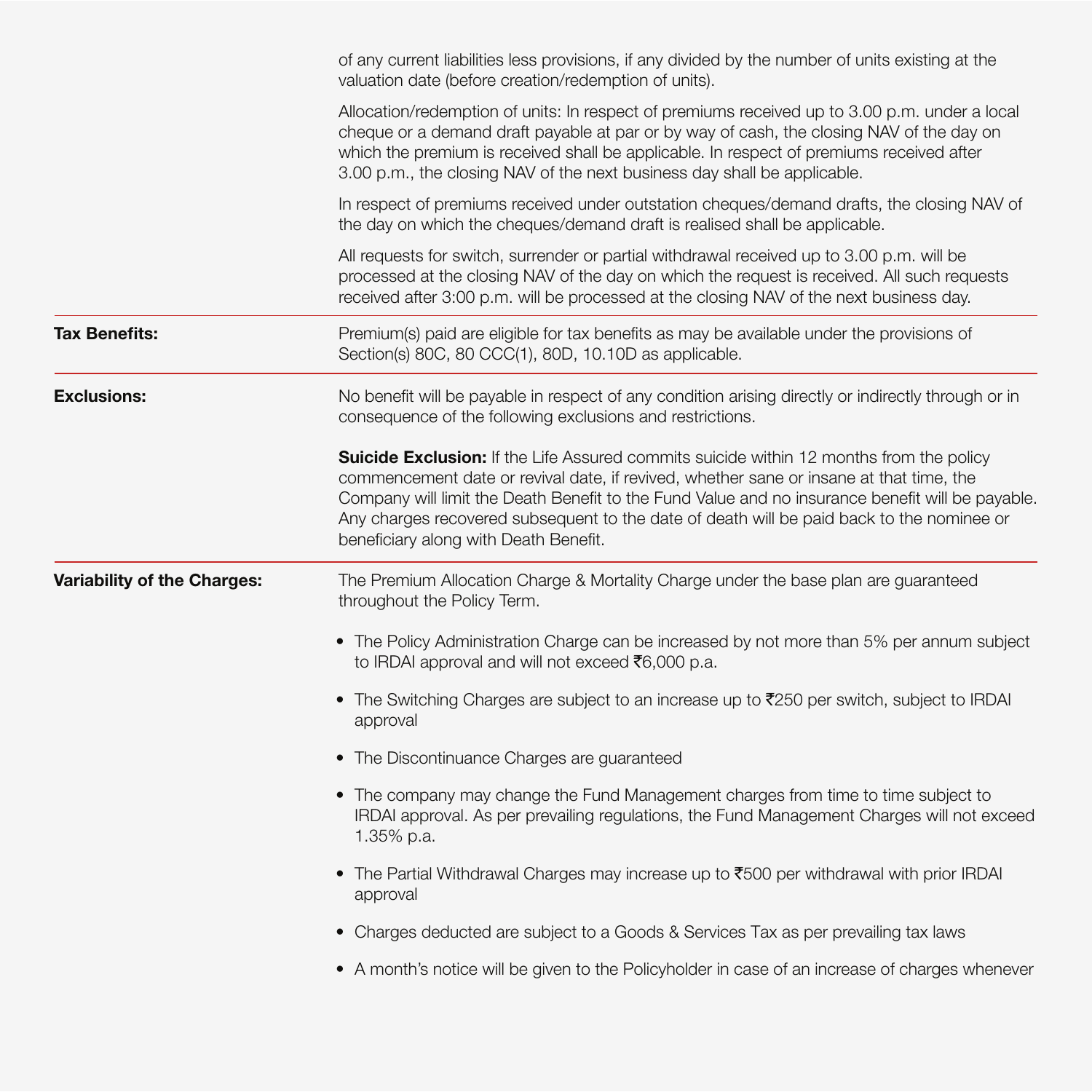| | |
|---|---|
| | of any current liabilities less provisions, if any divided by the number of units existing at the valuation date (before creation/redemption of units).<br><br>Allocation/redemption of units: In respect of premiums received up to 3.00 p.m. under a local cheque or a demand draft payable at par or by way of cash, the closing NAV of the day on which the premium is received shall be applicable. In respect of premiums received after 3.00 p.m., the closing NAV of the next business day shall be applicable.<br><br>In respect of premiums received under outstation cheques/demand drafts, the closing NAV of the day on which the cheques/demand draft is realised shall be applicable.<br><br>All requests for switch, surrender or partial withdrawal received up to 3.00 p.m. will be processed at the closing NAV of the day on which the request is received. All such requests received after 3:00 p.m. will be processed at the closing NAV of the next business day. |
| **Tax Benefits:** | Premium(s) paid are eligible for tax benefits as may be available under the provisions of Section(s) 80C, 80 CCC(1), 80D, 10.10D as applicable. |
| **Exclusions:** | No benefit will be payable in respect of any condition arising directly or indirectly through or in consequence of the following exclusions and restrictions.<br><br>**Suicide Exclusion:** If the Life Assured commits suicide within 12 months from the policy commencement date or revival date, if revived, whether sane or insane at that time, the Company will limit the Death Benefit to the Fund Value and no insurance benefit will be payable. Any charges recovered subsequent to the date of death will be paid back to the nominee or beneficiary along with Death Benefit. |
| **Variability of the Charges:** | The Premium Allocation Charge & Mortality Charge under the base plan are guaranteed throughout the Policy Term.<br><br>• The Policy Administration Charge can be increased by not more than 5% per annum subject to IRDAI approval and will not exceed ₹6,000 p.a.<br><br>• The Switching Charges are subject to an increase up to ₹250 per switch, subject to IRDAI approval<br><br>• The Discontinuance Charges are guaranteed<br><br>• The company may change the Fund Management charges from time to time subject to IRDAI approval. As per prevailing regulations, the Fund Management Charges will not exceed 1.35% p.a.<br><br>• The Partial Withdrawal Charges may increase up to ₹500 per withdrawal with prior IRDAI approval<br><br>• Charges deducted are subject to a Goods & Services Tax as per prevailing tax laws<br><br>• A month's notice will be given to the Policyholder in case of an increase of charges whenever |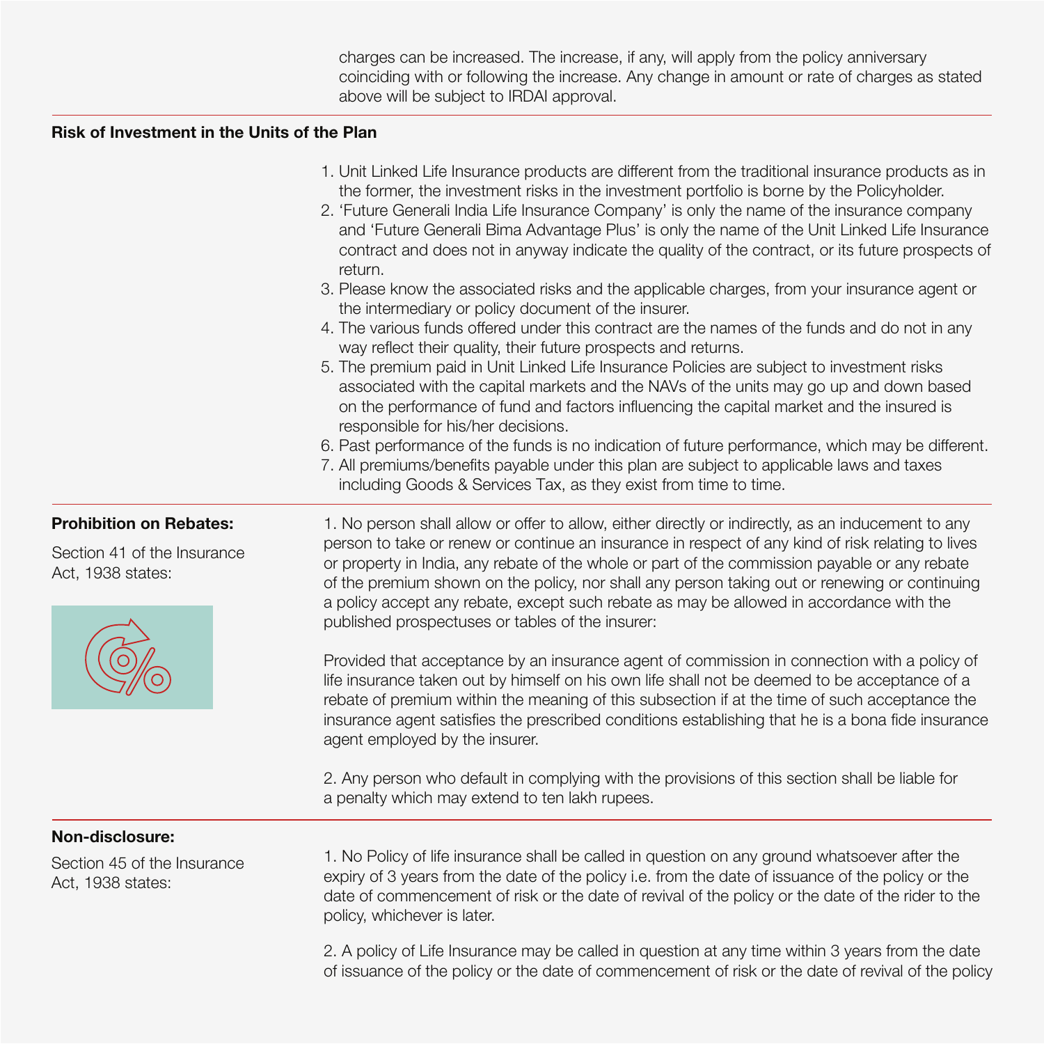charges can be increased. The increase, if any, will apply from the policy anniversary coinciding with or following the increase. Any change in amount or rate of charges as stated above will be subject to IRDAI approval.

**Risk of Investment in the Units of the Plan**

1. Unit Linked Life Insurance products are different from the traditional insurance products as in the former, the investment risks in the investment portfolio is borne by the Policyholder.
2. 'Future Generali India Life Insurance Company' is only the name of the insurance company and 'Future Generali Bima Advantage Plus' is only the name of the Unit Linked Life Insurance contract and does not in anyway indicate the quality of the contract, or its future prospects of return.
3. Please know the associated risks and the applicable charges, from your insurance agent or the intermediary or policy document of the insurer.
4. The various funds offered under this contract are the names of the funds and do not in any way reflect their quality, their future prospects and returns.
5. The premium paid in Unit Linked Life Insurance Policies are subject to investment risks associated with the capital markets and the NAVs of the units may go up and down based on the performance of fund and factors influencing the capital market and the insured is responsible for his/her decisions.
6. Past performance of the funds is no indication of future performance, which may be different.
7. All premiums/benefits payable under this plan are subject to applicable laws and taxes including Goods & Services Tax, as they exist from time to time.

**Prohibition on Rebates:**

Section 41 of the Insurance Act, 1938 states:

1. No person shall allow or offer to allow, either directly or indirectly, as an inducement to any person to take or renew or continue an insurance in respect of any kind of risk relating to lives or property in India, any rebate of the whole or part of the commission payable or any rebate of the premium shown on the policy, nor shall any person taking out or renewing or continuing a policy accept any rebate, except such rebate as may be allowed in accordance with the published prospectuses or tables of the insurer:

Provided that acceptance by an insurance agent of commission in connection with a policy of life insurance taken out by himself on his own life shall not be deemed to be acceptance of a rebate of premium within the meaning of this subsection if at the time of such acceptance the insurance agent satisfies the prescribed conditions establishing that he is a bona fide insurance agent employed by the insurer.

2. Any person who default in complying with the provisions of this section shall be liable for a penalty which may extend to ten lakh rupees.

**Non-disclosure:**

Section 45 of the Insurance Act, 1938 states:

1. No Policy of life insurance shall be called in question on any ground whatsoever after the expiry of 3 years from the date of the policy i.e. from the date of issuance of the policy or the date of commencement of risk or the date of revival of the policy or the date of the rider to the policy, whichever is later.

2. A policy of Life Insurance may be called in question at any time within 3 years from the date of issuance of the policy or the date of commencement of risk or the date of revival of the policy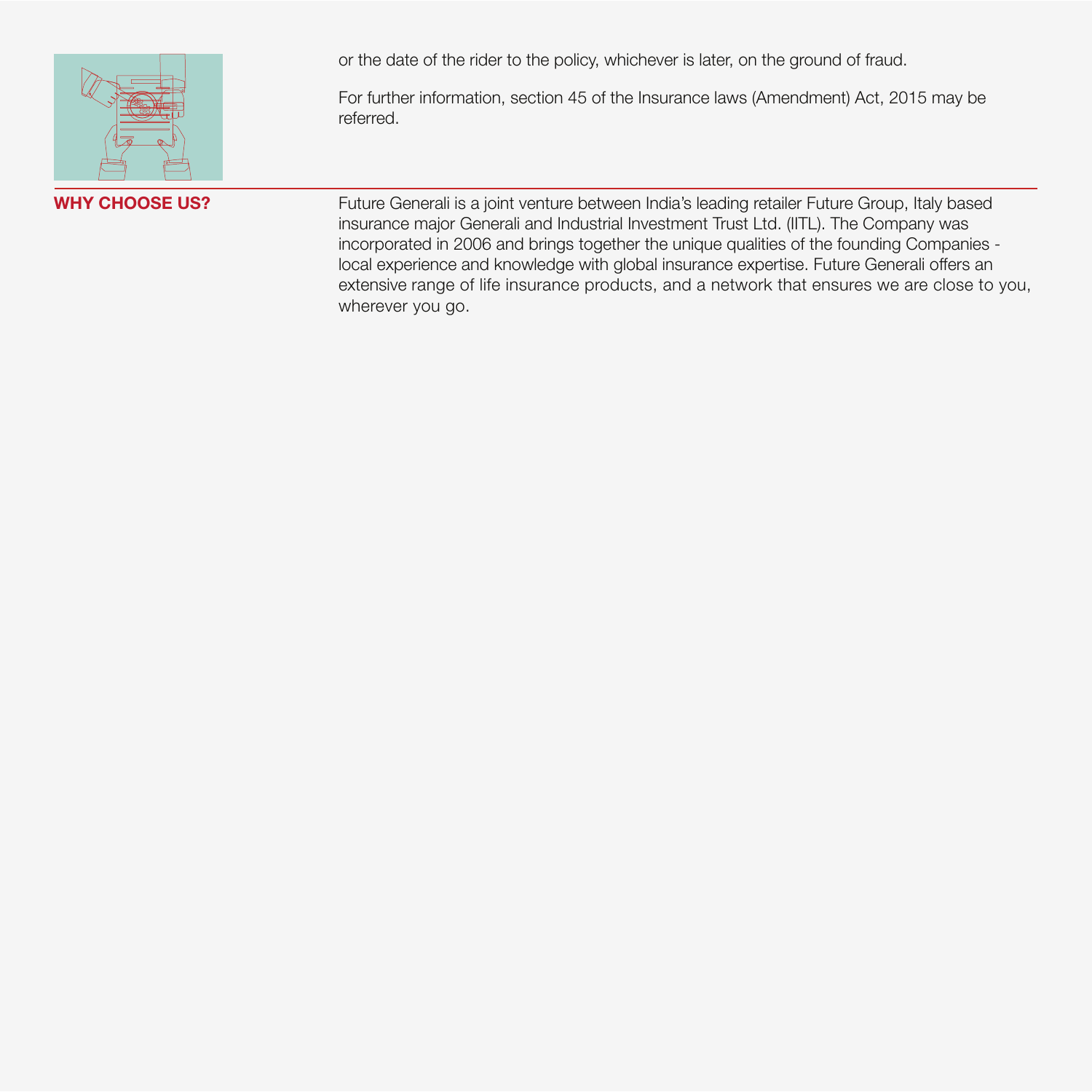or the date of the rider to the policy, whichever is later, on the ground of fraud.

For further information, section 45 of the Insurance laws (Amendment) Act, 2015 may be referred.

## WHY CHOOSE US?

Future Generali is a joint venture between India's leading retailer Future Group, Italy based insurance major Generali and Industrial Investment Trust Ltd. (IITL). The Company was incorporated in 2006 and brings together the unique qualities of the founding Companies - local experience and knowledge with global insurance expertise. Future Generali offers an extensive range of life insurance products, and a network that ensures we are close to you, wherever you go.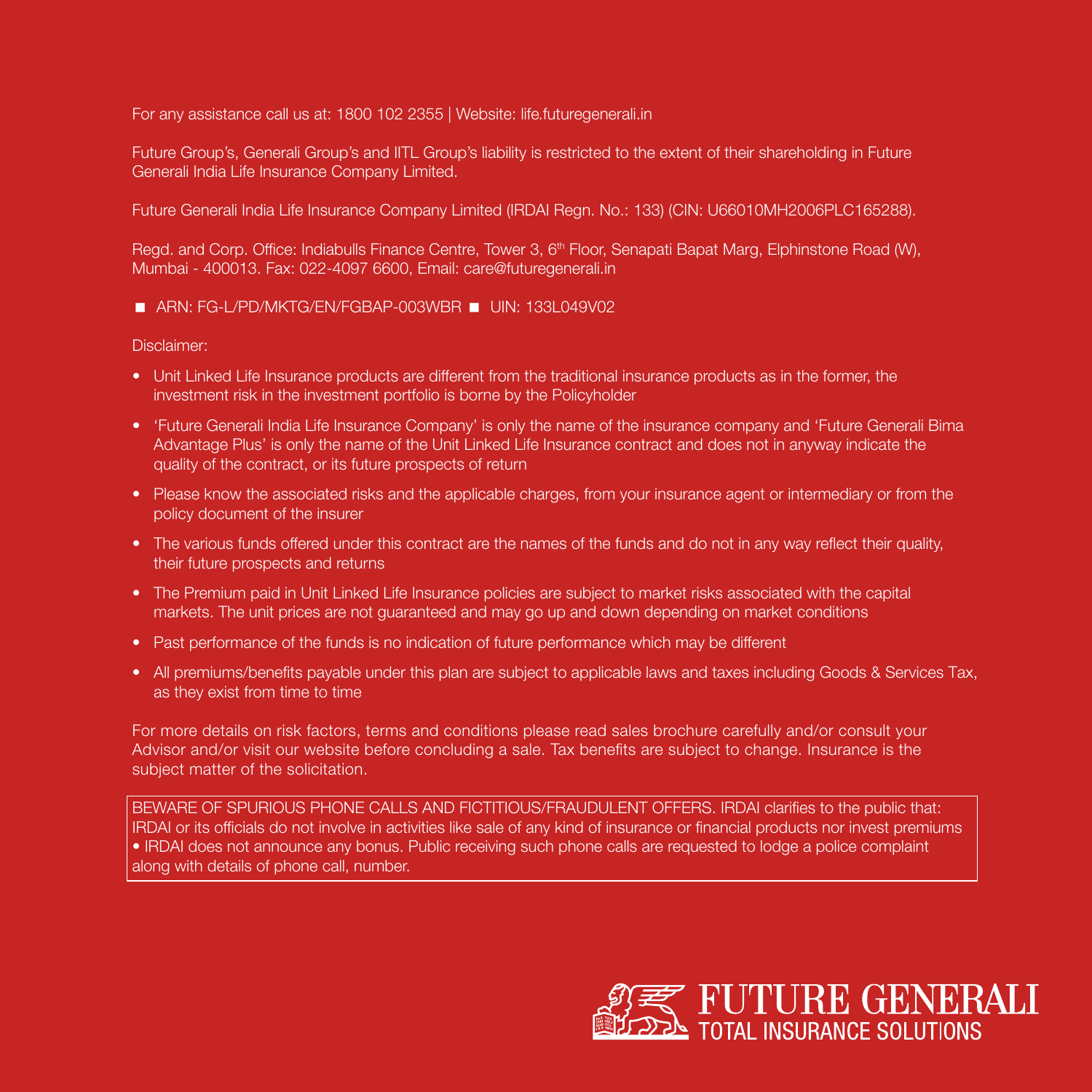For any assistance call us at: 1800 102 2355 | Website: life.futuregenerali.in

Future Group's, Generali Group's and IITL Group's liability is restricted to the extent of their shareholding in Future Generali India Life Insurance Company Limited.

Future Generali India Life Insurance Company Limited (IRDAI Regn. No.: 133) (CIN: U66010MH2006PLC165288).

Regd. and Corp. Office: Indiabulls Finance Centre, Tower 3, 6th Floor, Senapati Bapat Marg, Elphinstone Road (W), Mumbai - 400013. Fax: 022-4097 6600, Email: care@futuregenerali.in

■ ARN: FG-L/PD/MKTG/EN/FGBAP-003WBR ■ UIN: 133L049V02

Disclaimer:

- Unit Linked Life Insurance products are different from the traditional insurance products as in the former, the investment risk in the investment portfolio is borne by the Policyholder
- 'Future Generali India Life Insurance Company' is only the name of the insurance company and 'Future Generali Bima Advantage Plus' is only the name of the Unit Linked Life Insurance contract and does not in anyway indicate the quality of the contract, or its future prospects of return
- Please know the associated risks and the applicable charges, from your insurance agent or intermediary or from the policy document of the insurer
- The various funds offered under this contract are the names of the funds and do not in any way reflect their quality, their future prospects and returns
- The Premium paid in Unit Linked Life Insurance policies are subject to market risks associated with the capital markets. The unit prices are not guaranteed and may go up and down depending on market conditions
- Past performance of the funds is no indication of future performance which may be different
- All premiums/benefits payable under this plan are subject to applicable laws and taxes including Goods & Services Tax, as they exist from time to time

For more details on risk factors, terms and conditions please read sales brochure carefully and/or consult your Advisor and/or visit our website before concluding a sale. Tax benefits are subject to change. Insurance is the subject matter of the solicitation.

BEWARE OF SPURIOUS PHONE CALLS AND FICTITIOUS/FRAUDULENT OFFERS. IRDAI clarifies to the public that: IRDAI or its officials do not involve in activities like sale of any kind of insurance or financial products nor invest premiums • IRDAI does not announce any bonus. Public receiving such phone calls are requested to lodge a police complaint along with details of phone call, number.

FUTURE GENERALI
TOTAL INSURANCE SOLUTIONS